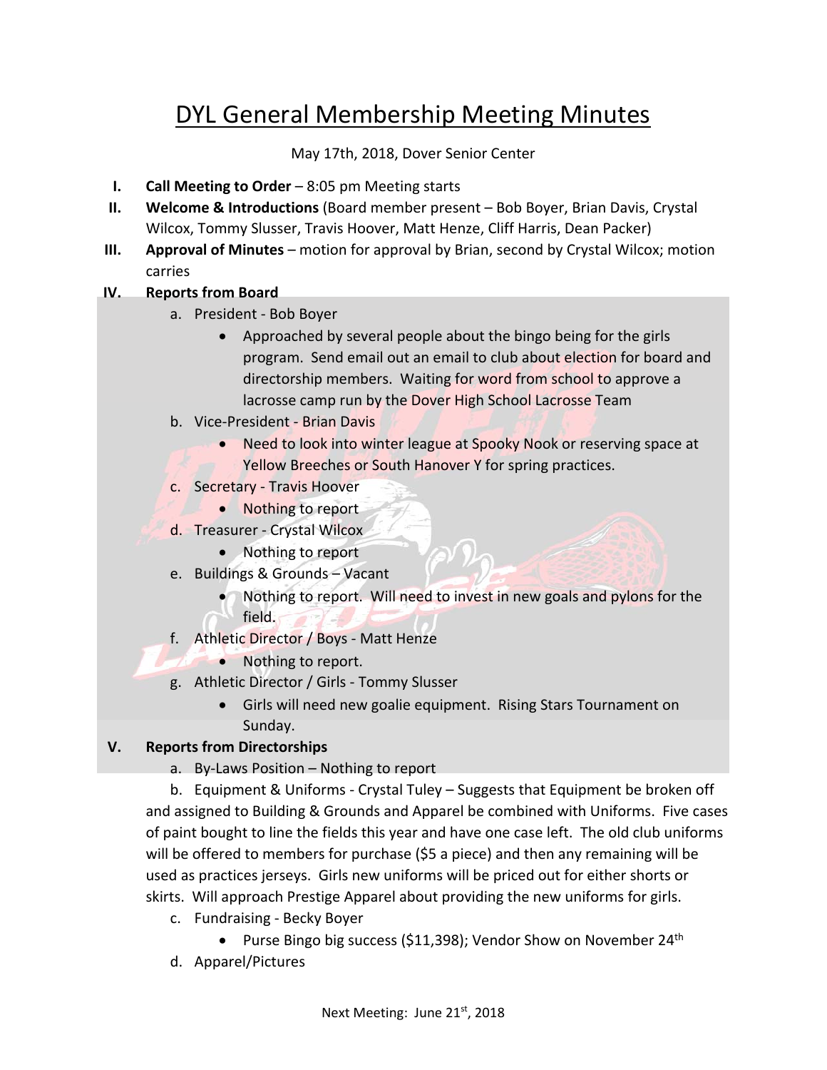# DYL General Membership Meeting Minutes

May 17th, 2018, Dover Senior Center

I. **Call Meeting to Order** – 8:05 pm Meeting starts

II. **Welcome & Introductions** (Board member present – Bob Boyer, Brian Davis, Crystal Wilcox, Tommy Slusser, Travis Hoover, Matt Henze, Cliff Harris, Dean Packer)

III. **Approval of Minutes** – motion for approval by Brian, second by Crystal Wilcox; motion carries

IV. **Reports from Board**

   a. President - Bob Boyer
      - Approached by several people about the bingo being for the girls program. Send email out an email to club about election for board and directorship members. Waiting for word from school to approve a lacrosse camp run by the Dover High School Lacrosse Team

   b. Vice-President - Brian Davis
      - Need to look into winter league at Spooky Nook or reserving space at Yellow Breeches or South Hanover Y for spring practices.

   c. Secretary - Travis Hoover
      - Nothing to report

   d. Treasurer - Crystal Wilcox
      - Nothing to report

   e. Buildings & Grounds – Vacant
      - Nothing to report. Will need to invest in new goals and pylons for the field.

   f. Athletic Director / Boys - Matt Henze
      - Nothing to report.

   g. Athletic Director / Girls - Tommy Slusser
      - Girls will need new goalie equipment. Rising Stars Tournament on Sunday.

V. **Reports from Directorships**

   a. By-Laws Position – Nothing to report

   b. Equipment & Uniforms - Crystal Tuley – Suggests that Equipment be broken off and assigned to Building & Grounds and Apparel be combined with Uniforms. Five cases of paint bought to line the fields this year and have one case left. The old club uniforms will be offered to members for purchase ($5 a piece) and then any remaining will be used as practices jerseys. Girls new uniforms will be priced out for either shorts or skirts. Will approach Prestige Apparel about providing the new uniforms for girls.

   c. Fundraising - Becky Boyer
      - Purse Bingo big success ($11,398); Vendor Show on November 24th

   d. Apparel/Pictures

Next Meeting: June 21st, 2018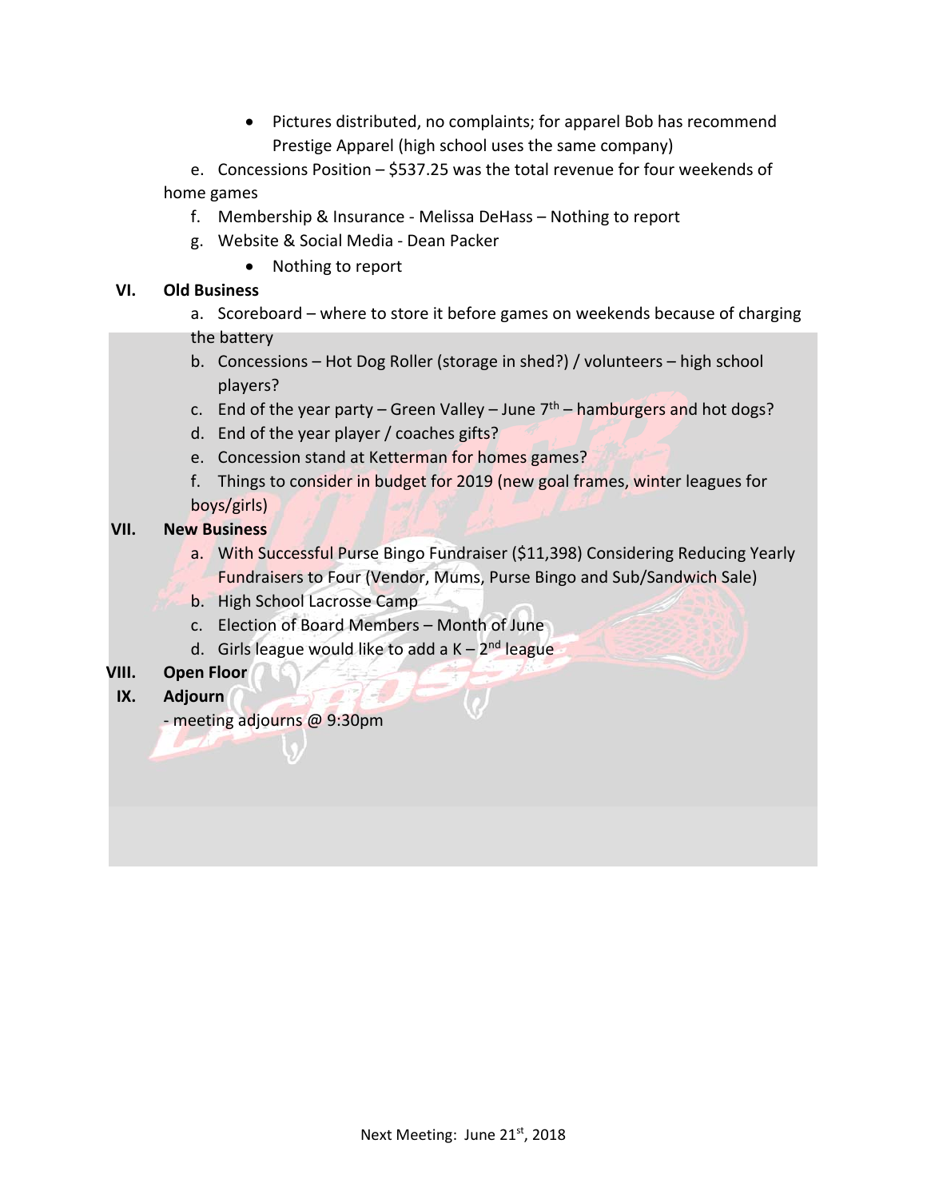- Pictures distributed, no complaints; for apparel Bob has recommend Prestige Apparel (high school uses the same company)

e. Concessions Position – $537.25 was the total revenue for four weekends of home games

f. Membership & Insurance - Melissa DeHass – Nothing to report

g. Website & Social Media - Dean Packer

- Nothing to report

**VI. Old Business**

a. Scoreboard – where to store it before games on weekends because of charging the battery

b. Concessions – Hot Dog Roller (storage in shed?) / volunteers – high school players?

c. End of the year party – Green Valley – June 7th – hamburgers and hot dogs?

d. End of the year player / coaches gifts?

e. Concession stand at Ketterman for homes games?

f. Things to consider in budget for 2019 (new goal frames, winter leagues for boys/girls)

**VII. New Business**

a. With Successful Purse Bingo Fundraiser ($11,398) Considering Reducing Yearly Fundraisers to Four (Vendor, Mums, Purse Bingo and Sub/Sandwich Sale)

b. High School Lacrosse Camp

c. Election of Board Members – Month of June

d. Girls league would like to add a K – 2nd league

**VIII. Open Floor**

**IX. Adjourn**

- meeting adjourns @ 9:30pm

Next Meeting: June 21st, 2018